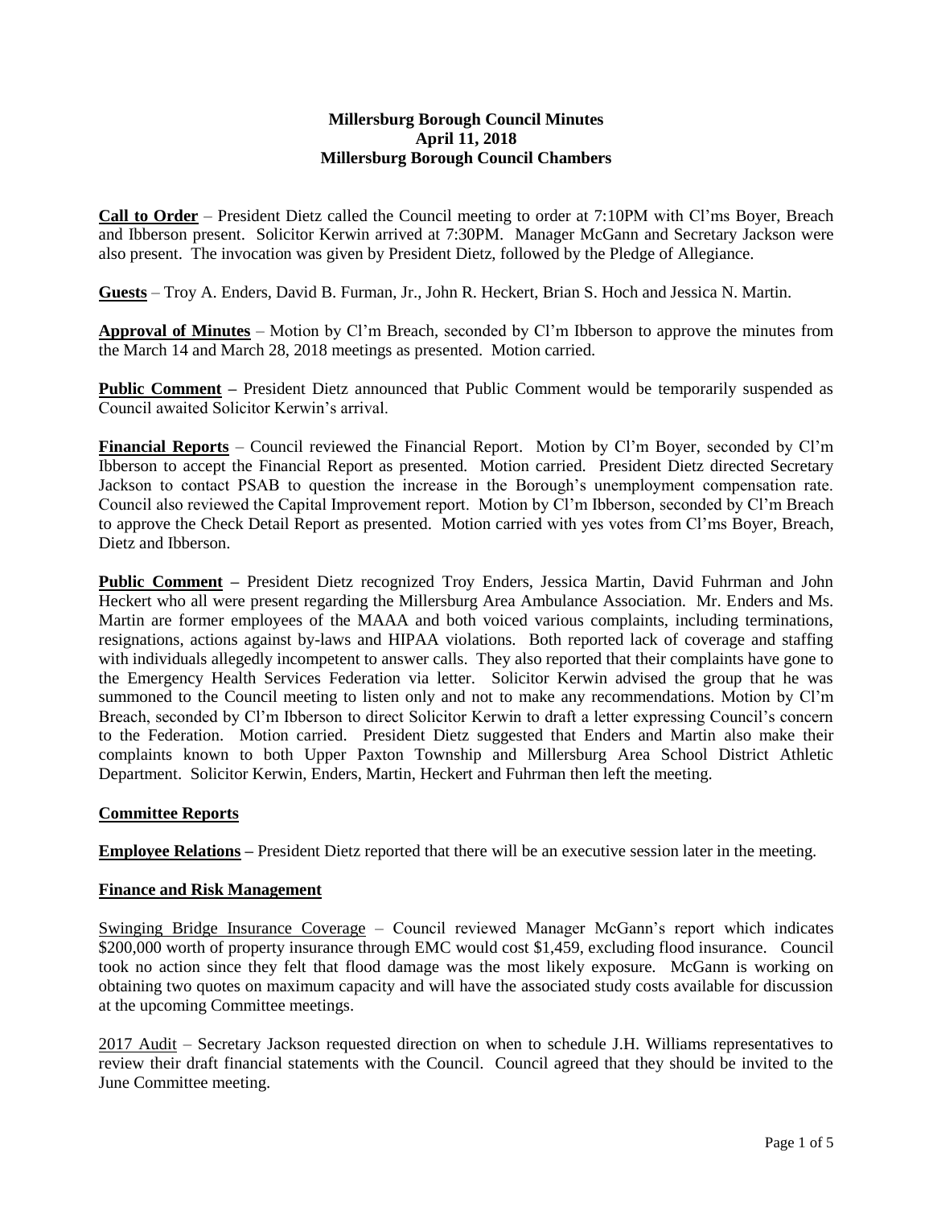**Millersburg Borough Council Minutes**
**April 11, 2018**
**Millersburg Borough Council Chambers**

**Call to Order** – President Dietz called the Council meeting to order at 7:10PM with Cl'ms Boyer, Breach and Ibberson present. Solicitor Kerwin arrived at 7:30PM. Manager McGann and Secretary Jackson were also present. The invocation was given by President Dietz, followed by the Pledge of Allegiance.

**Guests** – Troy A. Enders, David B. Furman, Jr., John R. Heckert, Brian S. Hoch and Jessica N. Martin.

**Approval of Minutes** – Motion by Cl'm Breach, seconded by Cl'm Ibberson to approve the minutes from the March 14 and March 28, 2018 meetings as presented. Motion carried.

**Public Comment –** President Dietz announced that Public Comment would be temporarily suspended as Council awaited Solicitor Kerwin's arrival.

**Financial Reports** – Council reviewed the Financial Report. Motion by Cl'm Boyer, seconded by Cl'm Ibberson to accept the Financial Report as presented. Motion carried. President Dietz directed Secretary Jackson to contact PSAB to question the increase in the Borough's unemployment compensation rate. Council also reviewed the Capital Improvement report. Motion by Cl'm Ibberson, seconded by Cl'm Breach to approve the Check Detail Report as presented. Motion carried with yes votes from Cl'ms Boyer, Breach, Dietz and Ibberson.

**Public Comment –** President Dietz recognized Troy Enders, Jessica Martin, David Fuhrman and John Heckert who all were present regarding the Millersburg Area Ambulance Association. Mr. Enders and Ms. Martin are former employees of the MAAA and both voiced various complaints, including terminations, resignations, actions against by-laws and HIPAA violations. Both reported lack of coverage and staffing with individuals allegedly incompetent to answer calls. They also reported that their complaints have gone to the Emergency Health Services Federation via letter. Solicitor Kerwin advised the group that he was summoned to the Council meeting to listen only and not to make any recommendations. Motion by Cl'm Breach, seconded by Cl'm Ibberson to direct Solicitor Kerwin to draft a letter expressing Council's concern to the Federation. Motion carried. President Dietz suggested that Enders and Martin also make their complaints known to both Upper Paxton Township and Millersburg Area School District Athletic Department. Solicitor Kerwin, Enders, Martin, Heckert and Fuhrman then left the meeting.

**Committee Reports**

**Employee Relations –** President Dietz reported that there will be an executive session later in the meeting.

**Finance and Risk Management**

Swinging Bridge Insurance Coverage – Council reviewed Manager McGann's report which indicates \$200,000 worth of property insurance through EMC would cost \$1,459, excluding flood insurance. Council took no action since they felt that flood damage was the most likely exposure. McGann is working on obtaining two quotes on maximum capacity and will have the associated study costs available for discussion at the upcoming Committee meetings.

2017 Audit – Secretary Jackson requested direction on when to schedule J.H. Williams representatives to review their draft financial statements with the Council. Council agreed that they should be invited to the June Committee meeting.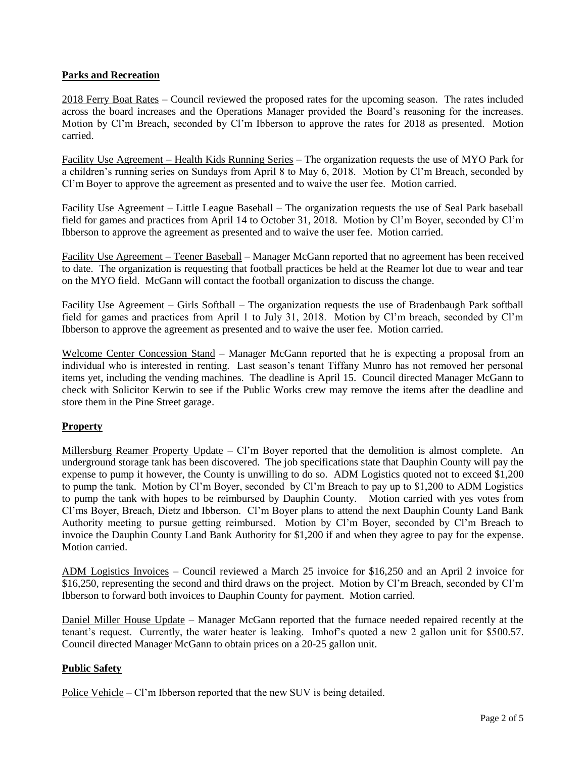## Parks and Recreation

2018 Ferry Boat Rates – Council reviewed the proposed rates for the upcoming season. The rates included across the board increases and the Operations Manager provided the Board's reasoning for the increases. Motion by Cl'm Breach, seconded by Cl'm Ibberson to approve the rates for 2018 as presented. Motion carried.

Facility Use Agreement – Health Kids Running Series – The organization requests the use of MYO Park for a children's running series on Sundays from April 8 to May 6, 2018. Motion by Cl'm Breach, seconded by Cl'm Boyer to approve the agreement as presented and to waive the user fee. Motion carried.

Facility Use Agreement – Little League Baseball – The organization requests the use of Seal Park baseball field for games and practices from April 14 to October 31, 2018. Motion by Cl'm Boyer, seconded by Cl'm Ibberson to approve the agreement as presented and to waive the user fee. Motion carried.

Facility Use Agreement – Teener Baseball – Manager McGann reported that no agreement has been received to date. The organization is requesting that football practices be held at the Reamer lot due to wear and tear on the MYO field. McGann will contact the football organization to discuss the change.

Facility Use Agreement – Girls Softball – The organization requests the use of Bradenbaugh Park softball field for games and practices from April 1 to July 31, 2018. Motion by Cl'm breach, seconded by Cl'm Ibberson to approve the agreement as presented and to waive the user fee. Motion carried.

Welcome Center Concession Stand – Manager McGann reported that he is expecting a proposal from an individual who is interested in renting. Last season's tenant Tiffany Munro has not removed her personal items yet, including the vending machines. The deadline is April 15. Council directed Manager McGann to check with Solicitor Kerwin to see if the Public Works crew may remove the items after the deadline and store them in the Pine Street garage.

## Property

Millersburg Reamer Property Update – Cl'm Boyer reported that the demolition is almost complete. An underground storage tank has been discovered. The job specifications state that Dauphin County will pay the expense to pump it however, the County is unwilling to do so. ADM Logistics quoted not to exceed $1,200 to pump the tank. Motion by Cl'm Boyer, seconded by Cl'm Breach to pay up to $1,200 to ADM Logistics to pump the tank with hopes to be reimbursed by Dauphin County. Motion carried with yes votes from Cl'ms Boyer, Breach, Dietz and Ibberson. Cl'm Boyer plans to attend the next Dauphin County Land Bank Authority meeting to pursue getting reimbursed. Motion by Cl'm Boyer, seconded by Cl'm Breach to invoice the Dauphin County Land Bank Authority for $1,200 if and when they agree to pay for the expense. Motion carried.

ADM Logistics Invoices – Council reviewed a March 25 invoice for $16,250 and an April 2 invoice for $16,250, representing the second and third draws on the project. Motion by Cl'm Breach, seconded by Cl'm Ibberson to forward both invoices to Dauphin County for payment. Motion carried.

Daniel Miller House Update – Manager McGann reported that the furnace needed repaired recently at the tenant's request. Currently, the water heater is leaking. Imhof's quoted a new 2 gallon unit for $500.57. Council directed Manager McGann to obtain prices on a 20-25 gallon unit.

## Public Safety

Police Vehicle – Cl'm Ibberson reported that the new SUV is being detailed.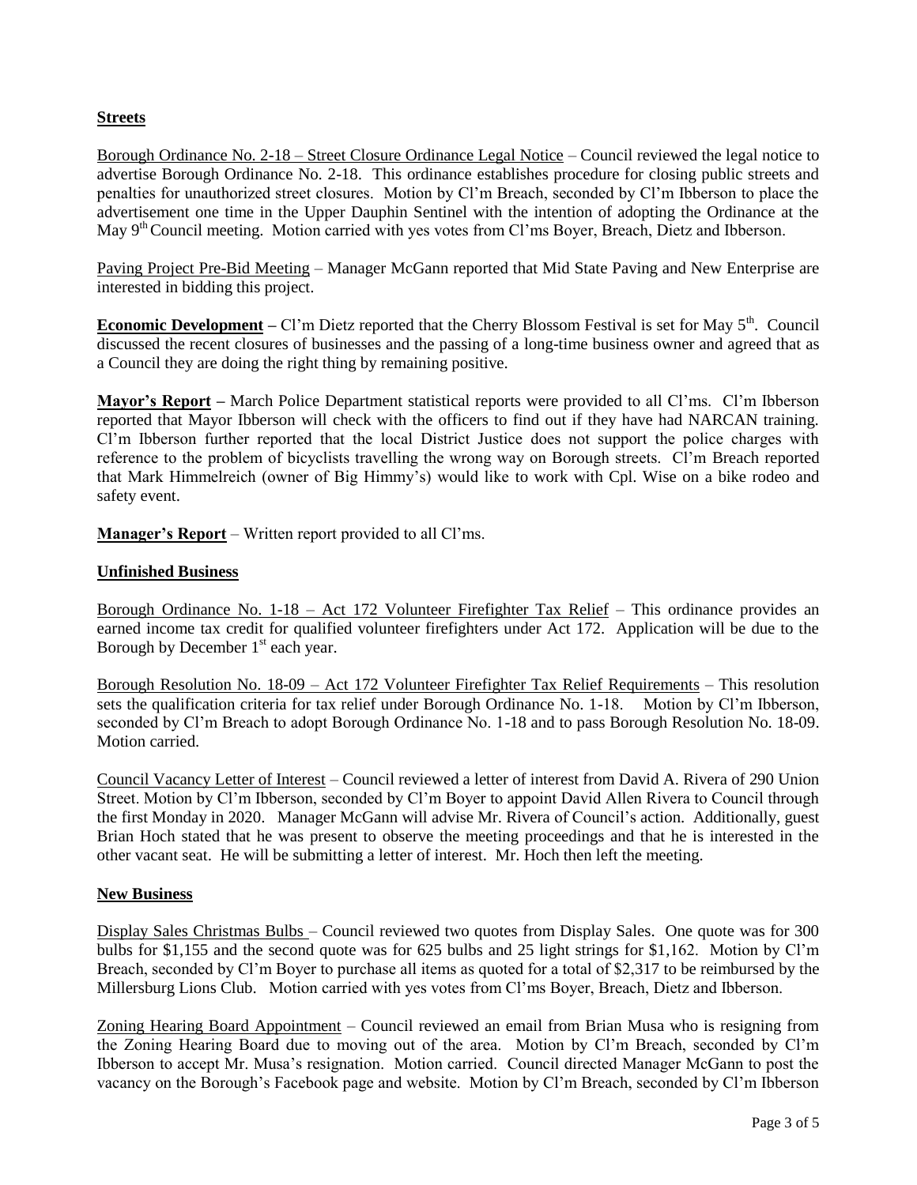**Streets**

Borough Ordinance No. 2-18 – Street Closure Ordinance Legal Notice – Council reviewed the legal notice to advertise Borough Ordinance No. 2-18. This ordinance establishes procedure for closing public streets and penalties for unauthorized street closures. Motion by Cl'm Breach, seconded by Cl'm Ibberson to place the advertisement one time in the Upper Dauphin Sentinel with the intention of adopting the Ordinance at the May 9th Council meeting. Motion carried with yes votes from Cl'ms Boyer, Breach, Dietz and Ibberson.

Paving Project Pre-Bid Meeting – Manager McGann reported that Mid State Paving and New Enterprise are interested in bidding this project.

**Economic Development –** Cl'm Dietz reported that the Cherry Blossom Festival is set for May 5th. Council discussed the recent closures of businesses and the passing of a long-time business owner and agreed that as a Council they are doing the right thing by remaining positive.

**Mayor's Report –** March Police Department statistical reports were provided to all Cl'ms. Cl'm Ibberson reported that Mayor Ibberson will check with the officers to find out if they have had NARCAN training. Cl'm Ibberson further reported that the local District Justice does not support the police charges with reference to the problem of bicyclists travelling the wrong way on Borough streets. Cl'm Breach reported that Mark Himmelreich (owner of Big Himmy's) would like to work with Cpl. Wise on a bike rodeo and safety event.

**Manager's Report** – Written report provided to all Cl'ms.

**Unfinished Business**

Borough Ordinance No. 1-18 – Act 172 Volunteer Firefighter Tax Relief – This ordinance provides an earned income tax credit for qualified volunteer firefighters under Act 172. Application will be due to the Borough by December 1st each year.

Borough Resolution No. 18-09 – Act 172 Volunteer Firefighter Tax Relief Requirements – This resolution sets the qualification criteria for tax relief under Borough Ordinance No. 1-18. Motion by Cl'm Ibberson, seconded by Cl'm Breach to adopt Borough Ordinance No. 1-18 and to pass Borough Resolution No. 18-09. Motion carried.

Council Vacancy Letter of Interest – Council reviewed a letter of interest from David A. Rivera of 290 Union Street. Motion by Cl'm Ibberson, seconded by Cl'm Boyer to appoint David Allen Rivera to Council through the first Monday in 2020. Manager McGann will advise Mr. Rivera of Council's action. Additionally, guest Brian Hoch stated that he was present to observe the meeting proceedings and that he is interested in the other vacant seat. He will be submitting a letter of interest. Mr. Hoch then left the meeting.

**New Business**

Display Sales Christmas Bulbs – Council reviewed two quotes from Display Sales. One quote was for 300 bulbs for $1,155 and the second quote was for 625 bulbs and 25 light strings for $1,162. Motion by Cl'm Breach, seconded by Cl'm Boyer to purchase all items as quoted for a total of $2,317 to be reimbursed by the Millersburg Lions Club. Motion carried with yes votes from Cl'ms Boyer, Breach, Dietz and Ibberson.

Zoning Hearing Board Appointment – Council reviewed an email from Brian Musa who is resigning from the Zoning Hearing Board due to moving out of the area. Motion by Cl'm Breach, seconded by Cl'm Ibberson to accept Mr. Musa's resignation. Motion carried. Council directed Manager McGann to post the vacancy on the Borough's Facebook page and website. Motion by Cl'm Breach, seconded by Cl'm Ibberson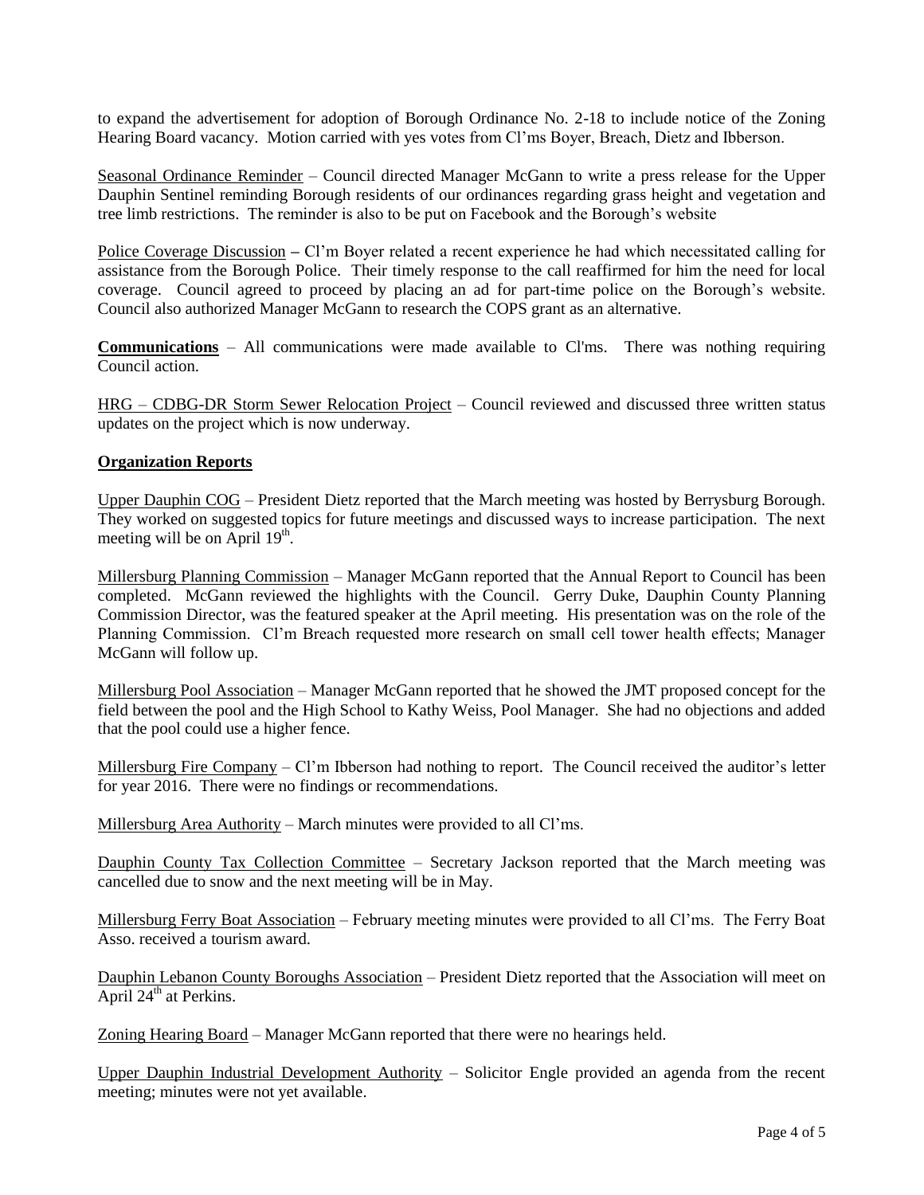to expand the advertisement for adoption of Borough Ordinance No. 2-18 to include notice of the Zoning Hearing Board vacancy. Motion carried with yes votes from Cl'ms Boyer, Breach, Dietz and Ibberson.

Seasonal Ordinance Reminder – Council directed Manager McGann to write a press release for the Upper Dauphin Sentinel reminding Borough residents of our ordinances regarding grass height and vegetation and tree limb restrictions. The reminder is also to be put on Facebook and the Borough's website

Police Coverage Discussion – Cl'm Boyer related a recent experience he had which necessitated calling for assistance from the Borough Police. Their timely response to the call reaffirmed for him the need for local coverage. Council agreed to proceed by placing an ad for part-time police on the Borough's website. Council also authorized Manager McGann to research the COPS grant as an alternative.

**Communications** – All communications were made available to Cl'ms. There was nothing requiring Council action.

HRG – CDBG-DR Storm Sewer Relocation Project – Council reviewed and discussed three written status updates on the project which is now underway.

**Organization Reports**

Upper Dauphin COG – President Dietz reported that the March meeting was hosted by Berrysburg Borough. They worked on suggested topics for future meetings and discussed ways to increase participation. The next meeting will be on April 19th.

Millersburg Planning Commission – Manager McGann reported that the Annual Report to Council has been completed. McGann reviewed the highlights with the Council. Gerry Duke, Dauphin County Planning Commission Director, was the featured speaker at the April meeting. His presentation was on the role of the Planning Commission. Cl'm Breach requested more research on small cell tower health effects; Manager McGann will follow up.

Millersburg Pool Association – Manager McGann reported that he showed the JMT proposed concept for the field between the pool and the High School to Kathy Weiss, Pool Manager. She had no objections and added that the pool could use a higher fence.

Millersburg Fire Company – Cl'm Ibberson had nothing to report. The Council received the auditor's letter for year 2016. There were no findings or recommendations.

Millersburg Area Authority – March minutes were provided to all Cl'ms.

Dauphin County Tax Collection Committee – Secretary Jackson reported that the March meeting was cancelled due to snow and the next meeting will be in May.

Millersburg Ferry Boat Association – February meeting minutes were provided to all Cl'ms. The Ferry Boat Asso. received a tourism award.

Dauphin Lebanon County Boroughs Association – President Dietz reported that the Association will meet on April 24th at Perkins.

Zoning Hearing Board – Manager McGann reported that there were no hearings held.

Upper Dauphin Industrial Development Authority – Solicitor Engle provided an agenda from the recent meeting; minutes were not yet available.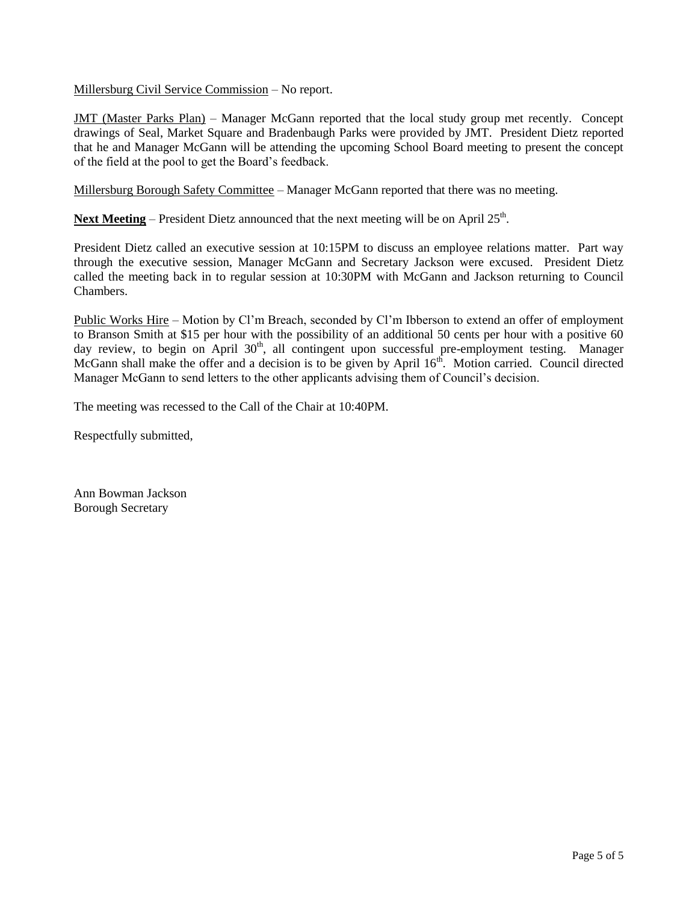Millersburg Civil Service Commission – No report.

JMT (Master Parks Plan) – Manager McGann reported that the local study group met recently. Concept drawings of Seal, Market Square and Bradenbaugh Parks were provided by JMT. President Dietz reported that he and Manager McGann will be attending the upcoming School Board meeting to present the concept of the field at the pool to get the Board's feedback.

Millersburg Borough Safety Committee – Manager McGann reported that there was no meeting.

**Next Meeting** – President Dietz announced that the next meeting will be on April 25th.

President Dietz called an executive session at 10:15PM to discuss an employee relations matter. Part way through the executive session, Manager McGann and Secretary Jackson were excused. President Dietz called the meeting back in to regular session at 10:30PM with McGann and Jackson returning to Council Chambers.

Public Works Hire – Motion by Cl'm Breach, seconded by Cl'm Ibberson to extend an offer of employment to Branson Smith at $15 per hour with the possibility of an additional 50 cents per hour with a positive 60 day review, to begin on April 30th, all contingent upon successful pre-employment testing. Manager McGann shall make the offer and a decision is to be given by April 16th. Motion carried. Council directed Manager McGann to send letters to the other applicants advising them of Council's decision.

The meeting was recessed to the Call of the Chair at 10:40PM.

Respectfully submitted,

Ann Bowman Jackson
Borough Secretary